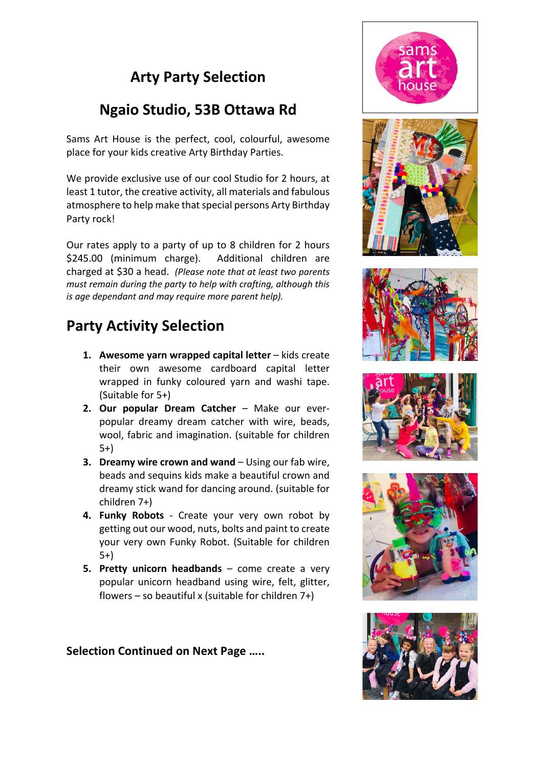# Arty Party Selection

## Ngaio Studio, 53B Ottawa Rd

Sams Art House is the perfect, cool, colourful, awesome place for your kids creative Arty Birthday Parties.

We provide exclusive use of our cool Studio for 2 hours, at least 1 tutor, the creative activity, all materials and fabulous atmosphere to help make that special persons Arty Birthday Party rock!

Our rates apply to a party of up to 8 children for 2 hours $245.00 (minimum charge). Additional children are charged at $30 a head. *(Please note that at least two parents must remain during the party to help with crafting, although this is age dependant and may require more parent help).*

## Party Activity Selection

1. **Awesome yarn wrapped capital letter** – kids create their own awesome cardboard capital letter wrapped in funky coloured yarn and washi tape. (Suitable for 5+)
2. **Our popular Dream Catcher** – Make our ever-popular dreamy dream catcher with wire, beads, wool, fabric and imagination. (suitable for children 5+)
3. **Dreamy wire crown and wand** – Using our fab wire, beads and sequins kids make a beautiful crown and dreamy stick wand for dancing around. (suitable for children 7+)
4. **Funky Robots** - Create your very own robot by getting out our wood, nuts, bolts and paint to create your very own Funky Robot. (Suitable for children 5+)
5. **Pretty unicorn headbands** – come create a very popular unicorn headband using wire, felt, glitter, flowers – so beautiful x (suitable for children 7+)

**Selection Continued on Next Page …..**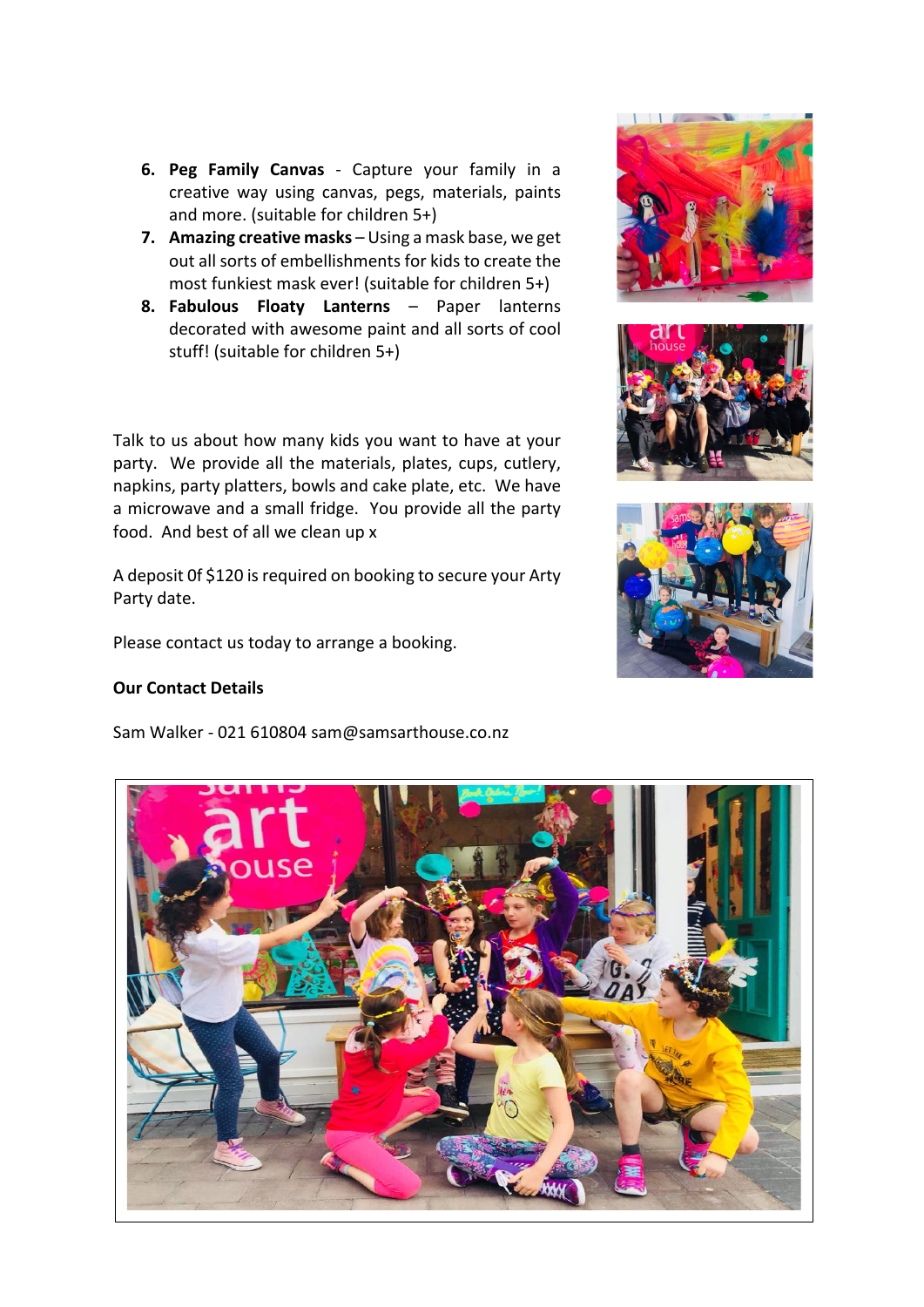6. **Peg Family Canvas** - Capture your family in a creative way using canvas, pegs, materials, paints and more. (suitable for children 5+)
7. **Amazing creative masks** – Using a mask base, we get out all sorts of embellishments for kids to create the most funkiest mask ever! (suitable for children 5+)
8. **Fabulous Floaty Lanterns** – Paper lanterns decorated with awesome paint and all sorts of cool stuff! (suitable for children 5+)

Talk to us about how many kids you want to have at your party. We provide all the materials, plates, cups, cutlery, napkins, party platters, bowls and cake plate, etc. We have a microwave and a small fridge. You provide all the party food. And best of all we clean up x

A deposit 0f $120 is required on booking to secure your Arty Party date.

Please contact us today to arrange a booking.

**Our Contact Details**

Sam Walker - 021 610804 sam@samsarthouse.co.nz